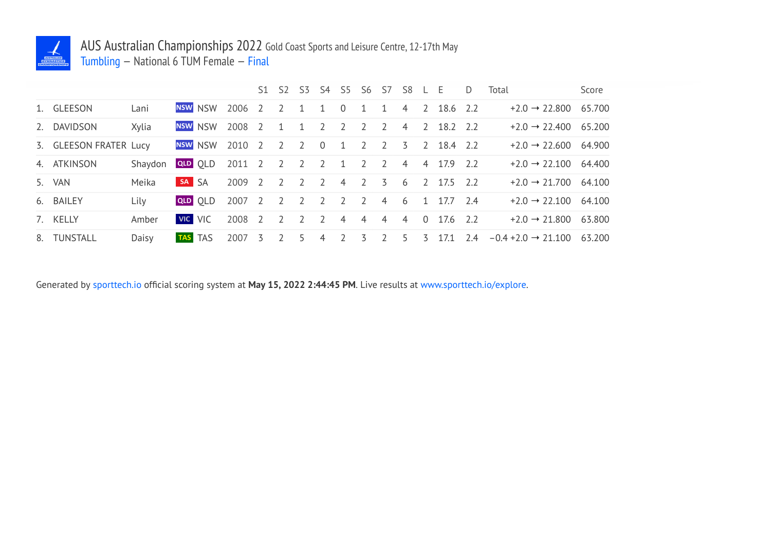# AUS Australian Championships 2022 Gold Coast Sports and Leisure Centre, 12-17th May

## Tumbling – National 6 TUM Female – Final

| | | | | | S1 | S2 | S3 | S4 | S5 | S6 | S7 | S8 | L | E | D | Total | Score |
|---|---|---|---|---|---|---|---|---|---|---|---|---|---|---|---|---|---|
| 1. | GLEESON | Lani | NSW | 2006 | 2 | 2 | 1 | 1 | 0 | 1 | 1 | 4 | 2 | 18.6 | 2.2 | +2.0 → 22.800 | 65.700 |
| 2. | DAVIDSON | Xylia | NSW | 2008 | 2 | 1 | 1 | 2 | 2 | 2 | 2 | 4 | 2 | 18.2 | 2.2 | +2.0 → 22.400 | 65.200 |
| 3. | GLEESON FRATER | Lucy | NSW | 2010 | 2 | 2 | 2 | 0 | 1 | 2 | 2 | 3 | 2 | 18.4 | 2.2 | +2.0 → 22.600 | 64.900 |
| 4. | ATKINSON | Shaydon | QLD | 2011 | 2 | 2 | 2 | 2 | 1 | 2 | 2 | 4 | 4 | 17.9 | 2.2 | +2.0 → 22.100 | 64.400 |
| 5. | VAN | Meika | SA | 2009 | 2 | 2 | 2 | 2 | 4 | 2 | 3 | 6 | 2 | 17.5 | 2.2 | +2.0 → 21.700 | 64.100 |
| 6. | BAILEY | Lily | QLD | 2007 | 2 | 2 | 2 | 2 | 2 | 2 | 4 | 6 | 1 | 17.7 | 2.4 | +2.0 → 22.100 | 64.100 |
| 7. | KELLY | Amber | VIC | 2008 | 2 | 2 | 2 | 2 | 4 | 4 | 4 | 4 | 0 | 17.6 | 2.2 | +2.0 → 21.800 | 63.800 |
| 8. | TUNSTALL | Daisy | TAS | 2007 | 3 | 2 | 5 | 4 | 2 | 3 | 2 | 5 | 3 | 17.1 | 2.4 | −0.4 +2.0 → 21.100 | 63.200 |

Generated by sporttech.io official scoring system at **May 15, 2022 2:44:45 PM**. Live results at www.sporttech.io/explore.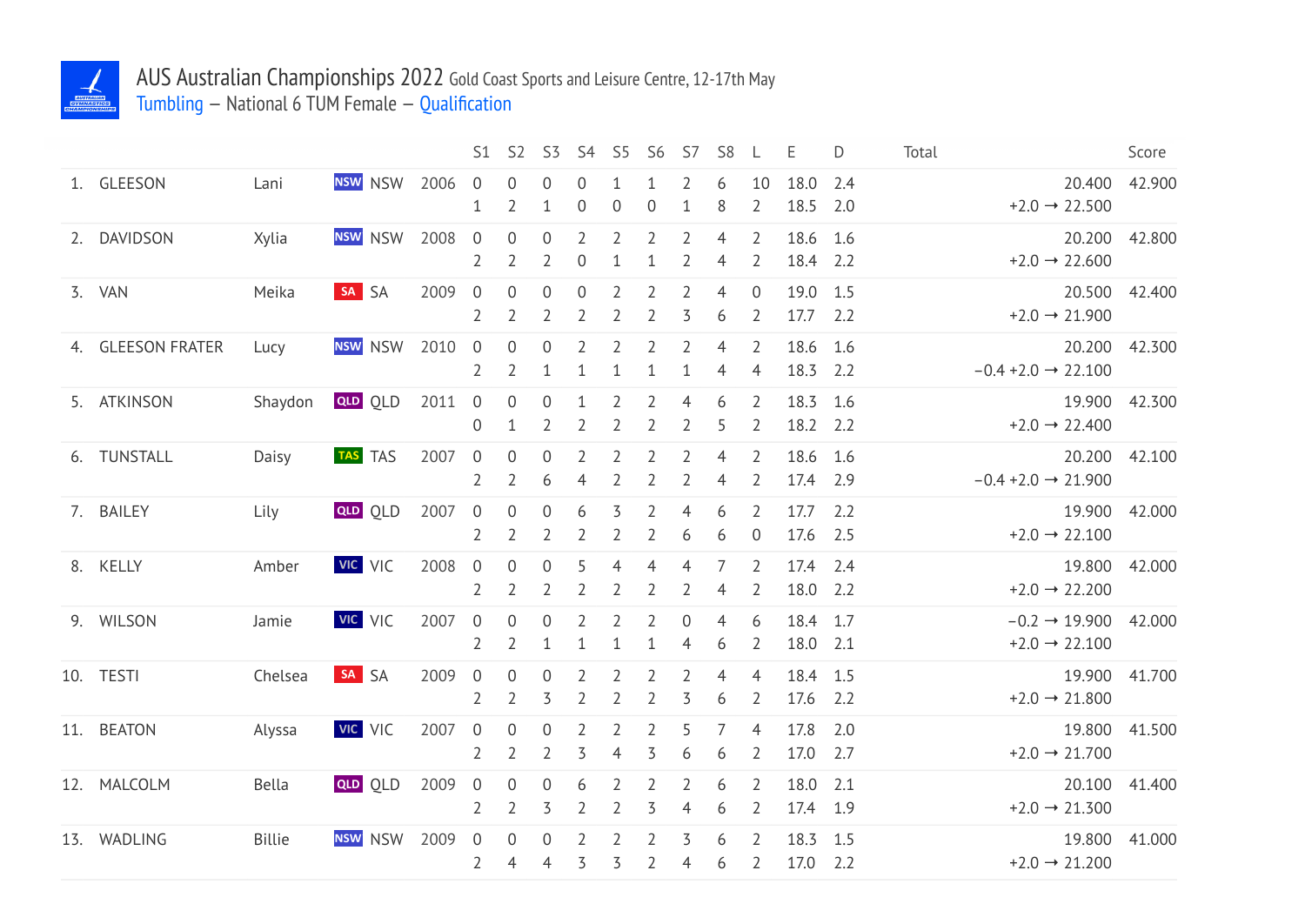# AUS Australian Championships 2022 Gold Coast Sports and Leisure Centre, 12-17th May

## Tumbling – National 6 TUM Female – Qualification

| | | | | | S1 | S2 | S3 | S4 | S5 | S6 | S7 | S8 | L | E | D | Total | Score |
|---|---|---|---|---|---|---|---|---|---|---|---|---|---|---|---|---|---|
| 1. | GLEESON | Lani | NSW | 2006 | 0 | 0 | 0 | 0 | 1 | 1 | 2 | 6 | 10 | 18.0 | 2.4 | 20.400 | 42.900 |
| | | | | | 1 | 2 | 1 | 0 | 0 | 0 | 1 | 8 | 2 | 18.5 | 2.0 | +2.0 → 22.500 | |
| 2. | DAVIDSON | Xylia | NSW | 2008 | 0 | 0 | 0 | 2 | 2 | 2 | 2 | 4 | 2 | 18.6 | 1.6 | 20.200 | 42.800 |
| | | | | | 2 | 2 | 2 | 0 | 1 | 1 | 2 | 4 | 2 | 18.4 | 2.2 | +2.0 → 22.600 | |
| 3. | VAN | Meika | SA | 2009 | 0 | 0 | 0 | 0 | 2 | 2 | 2 | 4 | 0 | 19.0 | 1.5 | 20.500 | 42.400 |
| | | | | | 2 | 2 | 2 | 2 | 2 | 2 | 3 | 6 | 2 | 17.7 | 2.2 | +2.0 → 21.900 | |
| 4. | GLEESON FRATER | Lucy | NSW | 2010 | 0 | 0 | 0 | 2 | 2 | 2 | 2 | 4 | 2 | 18.6 | 1.6 | 20.200 | 42.300 |
| | | | | | 2 | 2 | 1 | 1 | 1 | 1 | 1 | 4 | 4 | 18.3 | 2.2 | −0.4 +2.0 → 22.100 | |
| 5. | ATKINSON | Shaydon | QLD | 2011 | 0 | 0 | 0 | 1 | 2 | 2 | 4 | 6 | 2 | 18.3 | 1.6 | 19.900 | 42.300 |
| | | | | | 0 | 1 | 2 | 2 | 2 | 2 | 2 | 5 | 2 | 18.2 | 2.2 | +2.0 → 22.400 | |
| 6. | TUNSTALL | Daisy | TAS | 2007 | 0 | 0 | 0 | 2 | 2 | 2 | 2 | 4 | 2 | 18.6 | 1.6 | 20.200 | 42.100 |
| | | | | | 2 | 2 | 6 | 4 | 2 | 2 | 2 | 4 | 2 | 17.4 | 2.9 | −0.4 +2.0 → 21.900 | |
| 7. | BAILEY | Lily | QLD | 2007 | 0 | 0 | 0 | 6 | 3 | 2 | 4 | 6 | 2 | 17.7 | 2.2 | 19.900 | 42.000 |
| | | | | | 2 | 2 | 2 | 2 | 2 | 2 | 6 | 6 | 0 | 17.6 | 2.5 | +2.0 → 22.100 | |
| 8. | KELLY | Amber | VIC | 2008 | 0 | 0 | 0 | 5 | 4 | 4 | 4 | 7 | 2 | 17.4 | 2.4 | 19.800 | 42.000 |
| | | | | | 2 | 2 | 2 | 2 | 2 | 2 | 2 | 4 | 2 | 18.0 | 2.2 | +2.0 → 22.200 | |
| 9. | WILSON | Jamie | VIC | 2007 | 0 | 0 | 0 | 2 | 2 | 2 | 0 | 4 | 6 | 18.4 | 1.7 | −0.2 → 19.900 | 42.000 |
| | | | | | 2 | 2 | 1 | 1 | 1 | 1 | 4 | 6 | 2 | 18.0 | 2.1 | +2.0 → 22.100 | |
| 10. | TESTI | Chelsea | SA | 2009 | 0 | 0 | 0 | 2 | 2 | 2 | 2 | 4 | 4 | 18.4 | 1.5 | 19.900 | 41.700 |
| | | | | | 2 | 2 | 3 | 2 | 2 | 2 | 3 | 6 | 2 | 17.6 | 2.2 | +2.0 → 21.800 | |
| 11. | BEATON | Alyssa | VIC | 2007 | 0 | 0 | 0 | 2 | 2 | 2 | 5 | 7 | 4 | 17.8 | 2.0 | 19.800 | 41.500 |
| | | | | | 2 | 2 | 2 | 3 | 4 | 3 | 6 | 6 | 2 | 17.0 | 2.7 | +2.0 → 21.700 | |
| 12. | MALCOLM | Bella | QLD | 2009 | 0 | 0 | 0 | 6 | 2 | 2 | 2 | 6 | 2 | 18.0 | 2.1 | 20.100 | 41.400 |
| | | | | | 2 | 2 | 3 | 2 | 2 | 3 | 4 | 6 | 2 | 17.4 | 1.9 | +2.0 → 21.300 | |
| 13. | WADLING | Billie | NSW | 2009 | 0 | 0 | 0 | 2 | 2 | 2 | 3 | 6 | 2 | 18.3 | 1.5 | 19.800 | 41.000 |
| | | | | | 2 | 4 | 4 | 3 | 3 | 2 | 4 | 6 | 2 | 17.0 | 2.2 | +2.0 → 21.200 | |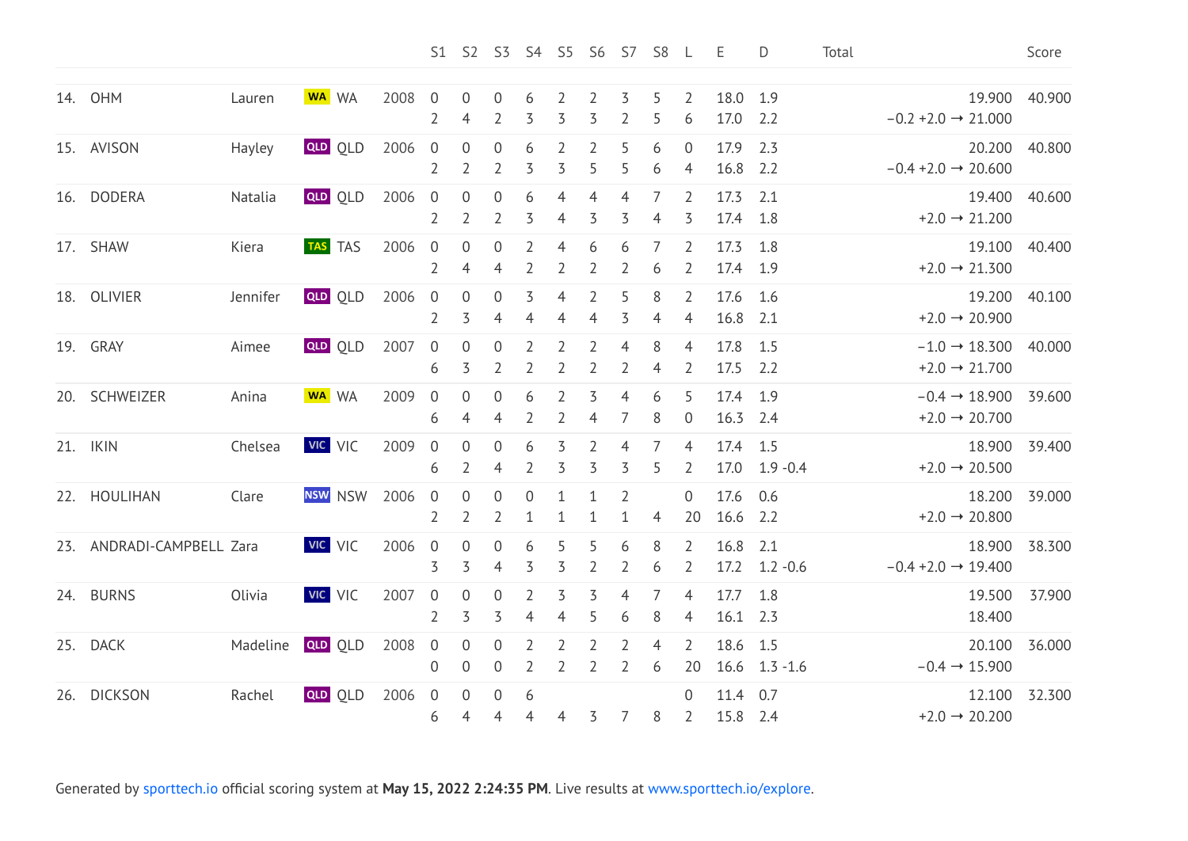| # | Surname | Name | State | Year | S1 | S2 | S3 | S4 | S5 | S6 | S7 | S8 | L | E | D | Total | Score |
|---|---|---|---|---|---|---|---|---|---|---|---|---|---|---|---|---|---|
| 14. | OHM | Lauren | WA WA | 2008 | 0 | 0 | 0 | 6 | 2 | 2 | 3 | 5 | 2 | 18.0 | 1.9 | 19.900 | 40.900 |
| | | | | | 2 | 4 | 2 | 3 | 3 | 3 | 2 | 5 | 6 | 17.0 | 2.2 | −0.2 +2.0 → 21.000 | |
| 15. | AVISON | Hayley | QLD QLD | 2006 | 0 | 0 | 0 | 6 | 2 | 2 | 5 | 6 | 0 | 17.9 | 2.3 | 20.200 | 40.800 |
| | | | | | 2 | 2 | 2 | 3 | 3 | 5 | 5 | 6 | 4 | 16.8 | 2.2 | −0.4 +2.0 → 20.600 | |
| 16. | DODERA | Natalia | QLD QLD | 2006 | 0 | 0 | 0 | 6 | 4 | 4 | 4 | 7 | 2 | 17.3 | 2.1 | 19.400 | 40.600 |
| | | | | | 2 | 2 | 2 | 3 | 4 | 3 | 3 | 4 | 3 | 17.4 | 1.8 | +2.0 → 21.200 | |
| 17. | SHAW | Kiera | TAS TAS | 2006 | 0 | 0 | 0 | 2 | 4 | 6 | 6 | 7 | 2 | 17.3 | 1.8 | 19.100 | 40.400 |
| | | | | | 2 | 4 | 4 | 2 | 2 | 2 | 2 | 6 | 2 | 17.4 | 1.9 | +2.0 → 21.300 | |
| 18. | OLIVIER | Jennifer | QLD QLD | 2006 | 0 | 0 | 0 | 3 | 4 | 2 | 5 | 8 | 2 | 17.6 | 1.6 | 19.200 | 40.100 |
| | | | | | 2 | 3 | 4 | 4 | 4 | 4 | 3 | 4 | 4 | 16.8 | 2.1 | +2.0 → 20.900 | |
| 19. | GRAY | Aimee | QLD QLD | 2007 | 0 | 0 | 0 | 2 | 2 | 2 | 4 | 8 | 4 | 17.8 | 1.5 | −1.0 → 18.300 | 40.000 |
| | | | | | 6 | 3 | 2 | 2 | 2 | 2 | 2 | 4 | 2 | 17.5 | 2.2 | +2.0 → 21.700 | |
| 20. | SCHWEIZER | Anina | WA WA | 2009 | 0 | 0 | 0 | 6 | 2 | 3 | 4 | 6 | 5 | 17.4 | 1.9 | −0.4 → 18.900 | 39.600 |
| | | | | | 6 | 4 | 4 | 2 | 2 | 4 | 7 | 8 | 0 | 16.3 | 2.4 | +2.0 → 20.700 | |
| 21. | IKIN | Chelsea | VIC VIC | 2009 | 0 | 0 | 0 | 6 | 3 | 2 | 4 | 7 | 4 | 17.4 | 1.5 | 18.900 | 39.400 |
| | | | | | 6 | 2 | 4 | 2 | 3 | 3 | 3 | 5 | 2 | 17.0 | 1.9 -0.4 | +2.0 → 20.500 | |
| 22. | HOULIHAN | Clare | NSW NSW | 2006 | 0 | 0 | 0 | 0 | 1 | 1 | 2 | | 0 | 17.6 | 0.6 | 18.200 | 39.000 |
| | | | | | 2 | 2 | 2 | 1 | 1 | 1 | 1 | 4 | 20 | 16.6 | 2.2 | +2.0 → 20.800 | |
| 23. | ANDRADI-CAMPBELL | Zara | VIC VIC | 2006 | 0 | 0 | 0 | 6 | 5 | 5 | 6 | 8 | 2 | 16.8 | 2.1 | 18.900 | 38.300 |
| | | | | | 3 | 3 | 4 | 3 | 3 | 2 | 2 | 6 | 2 | 17.2 | 1.2 -0.6 | −0.4 +2.0 → 19.400 | |
| 24. | BURNS | Olivia | VIC VIC | 2007 | 0 | 0 | 0 | 2 | 3 | 3 | 4 | 7 | 4 | 17.7 | 1.8 | 19.500 | 37.900 |
| | | | | | 2 | 3 | 3 | 4 | 4 | 5 | 6 | 8 | 4 | 16.1 | 2.3 | 18.400 | |
| 25. | DACK | Madeline | QLD QLD | 2008 | 0 | 0 | 0 | 2 | 2 | 2 | 2 | 4 | 2 | 18.6 | 1.5 | 20.100 | 36.000 |
| | | | | | 0 | 0 | 0 | 2 | 2 | 2 | 2 | 6 | 20 | 16.6 | 1.3 -1.6 | −0.4 → 15.900 | |
| 26. | DICKSON | Rachel | QLD QLD | 2006 | 0 | 0 | 0 | 6 | | | | | 0 | 11.4 | 0.7 | 12.100 | 32.300 |
| | | | | | 6 | 4 | 4 | 4 | 4 | 3 | 7 | 8 | 2 | 15.8 | 2.4 | +2.0 → 20.200 | |

Generated by sporttech.io official scoring system at **May 15, 2022 2:24:35 PM**. Live results at www.sporttech.io/explore.